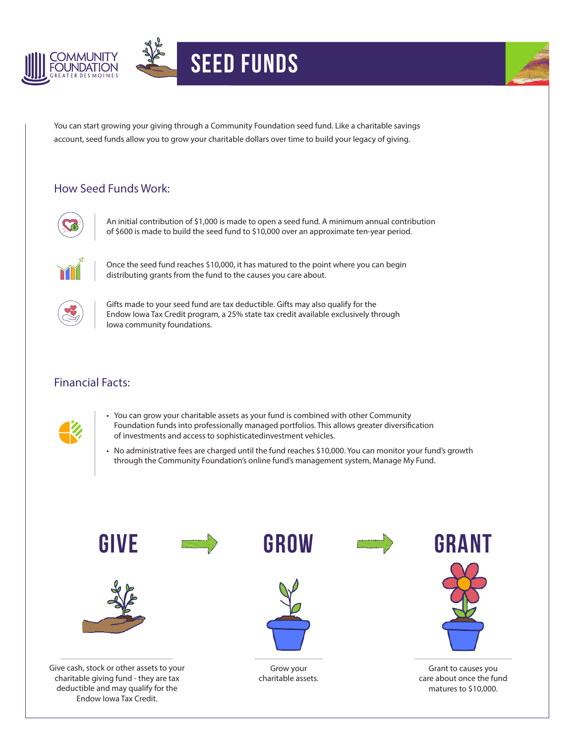COMMUNITY FOUNDATION GREATER DES MOINES

# SEED FUNDS

You can start growing your giving through a Community Foundation seed fund. Like a charitable savings account, seed funds allow you to grow your charitable dollars over time to build your legacy of giving.

## How Seed Funds Work:

An initial contribution of $1,000 is made to open a seed fund. A minimum annual contribution of $600 is made to build the seed fund to $10,000 over an approximate ten-year period.

Once the seed fund reaches $10,000, it has matured to the point where you can begin distributing grants from the fund to the causes you care about.

Gifts made to your seed fund are tax deductible. Gifts may also qualify for the Endow Iowa Tax Credit program, a 25% state tax credit available exclusively through Iowa community foundations.

## Financial Facts:

- You can grow your charitable assets as your fund is combined with other Community Foundation funds into professionally managed portfolios. This allows greater diversification of investments and access to sophisticatedinvestment vehicles.
- No administrative fees are charged until the fund reaches $10,000. You can monitor your fund's growth through the Community Foundation's online fund's management system, Manage My Fund.

## GIVE → GROW → GRANT

**GIVE**

Give cash, stock or other assets to your charitable giving fund - they are tax deductible and may qualify for the Endow Iowa Tax Credit.

**GROW**

Grow your charitable assets.

**GRANT**

Grant to causes you care about once the fund matures to $10,000.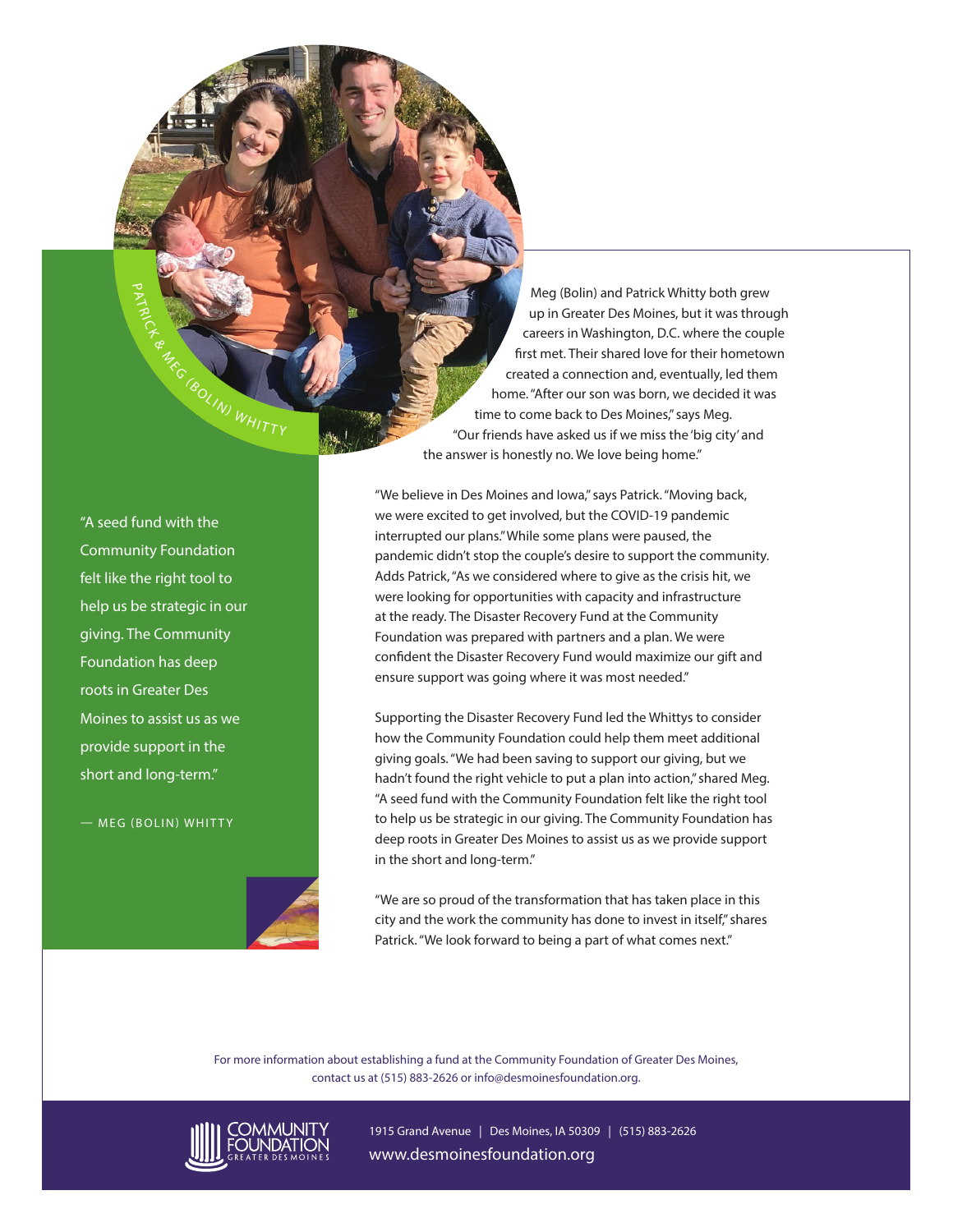PATRICK & MEG (BOLIN) WHITTY

Meg (Bolin) and Patrick Whitty both grew up in Greater Des Moines, but it was through careers in Washington, D.C. where the couple first met. Their shared love for their hometown created a connection and, eventually, led them home. "After our son was born, we decided it was time to come back to Des Moines," says Meg. "Our friends have asked us if we miss the 'big city' and the answer is honestly no. We love being home."

"We believe in Des Moines and Iowa," says Patrick. "Moving back, we were excited to get involved, but the COVID-19 pandemic interrupted our plans." While some plans were paused, the pandemic didn't stop the couple's desire to support the community. Adds Patrick, "As we considered where to give as the crisis hit, we were looking for opportunities with capacity and infrastructure at the ready. The Disaster Recovery Fund at the Community Foundation was prepared with partners and a plan. We were confident the Disaster Recovery Fund would maximize our gift and ensure support was going where it was most needed."

Supporting the Disaster Recovery Fund led the Whittys to consider how the Community Foundation could help them meet additional giving goals. "We had been saving to support our giving, but we hadn't found the right vehicle to put a plan into action," shared Meg. "A seed fund with the Community Foundation felt like the right tool to help us be strategic in our giving. The Community Foundation has deep roots in Greater Des Moines to assist us as we provide support in the short and long-term."

"We are so proud of the transformation that has taken place in this city and the work the community has done to invest in itself," shares Patrick. "We look forward to being a part of what comes next."

> "A seed fund with the Community Foundation felt like the right tool to help us be strategic in our giving. The Community Foundation has deep roots in Greater Des Moines to assist us as we provide support in the short and long-term."
>
> — MEG (BOLIN) WHITTY

For more information about establishing a fund at the Community Foundation of Greater Des Moines, contact us at (515) 883-2626 or info@desmoinesfoundation.org.

COMMUNITY FOUNDATION GREATER DES MOINES

1915 Grand Avenue | Des Moines, IA 50309 | (515) 883-2626

www.desmoinesfoundation.org